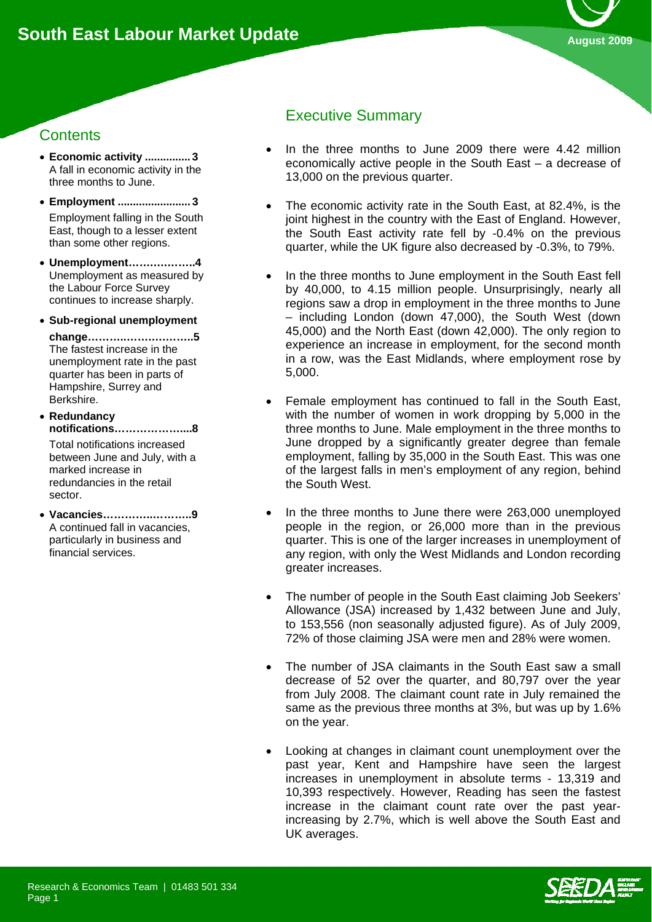# South East Labour Market Update

August 2009

## Contents

- **Economic activity ............... 3**
  A fall in economic activity in the three months to June.
- **Employment ........................ 3**
  Employment falling in the South East, though to a lesser extent than some other regions.
- **Unemployment……………….4**
  Unemployment as measured by the Labour Force Survey continues to increase sharply.
- **Sub-regional unemployment change……….……………….5**
  The fastest increase in the unemployment rate in the past quarter has been in parts of Hampshire, Surrey and Berkshire.
- **Redundancy notifications………………...8**
  Total notifications increased between June and July, with a marked increase in redundancies in the retail sector.
- **Vacancies………….……….9**
  A continued fall in vacancies, particularly in business and financial services.

## Executive Summary

- In the three months to June 2009 there were 4.42 million economically active people in the South East – a decrease of 13,000 on the previous quarter.
- The economic activity rate in the South East, at 82.4%, is the joint highest in the country with the East of England. However, the South East activity rate fell by -0.4% on the previous quarter, while the UK figure also decreased by -0.3%, to 79%.
- In the three months to June employment in the South East fell by 40,000, to 4.15 million people. Unsurprisingly, nearly all regions saw a drop in employment in the three months to June – including London (down 47,000), the South West (down 45,000) and the North East (down 42,000). The only region to experience an increase in employment, for the second month in a row, was the East Midlands, where employment rose by 5,000.
- Female employment has continued to fall in the South East, with the number of women in work dropping by 5,000 in the three months to June. Male employment in the three months to June dropped by a significantly greater degree than female employment, falling by 35,000 in the South East. This was one of the largest falls in men's employment of any region, behind the South West.
- In the three months to June there were 263,000 unemployed people in the region, or 26,000 more than in the previous quarter. This is one of the larger increases in unemployment of any region, with only the West Midlands and London recording greater increases.
- The number of people in the South East claiming Job Seekers' Allowance (JSA) increased by 1,432 between June and July, to 153,556 (non seasonally adjusted figure). As of July 2009, 72% of those claiming JSA were men and 28% were women.
- The number of JSA claimants in the South East saw a small decrease of 52 over the quarter, and 80,797 over the year from July 2008. The claimant count rate in July remained the same as the previous three months at 3%, but was up by 1.6% on the year.
- Looking at changes in claimant count unemployment over the past year, Kent and Hampshire have seen the largest increases in unemployment in absolute terms - 13,319 and 10,393 respectively. However, Reading has seen the fastest increase in the claimant count rate over the past year- increasing by 2.7%, which is well above the South East and UK averages.

Research & Economics Team | 01483 501 334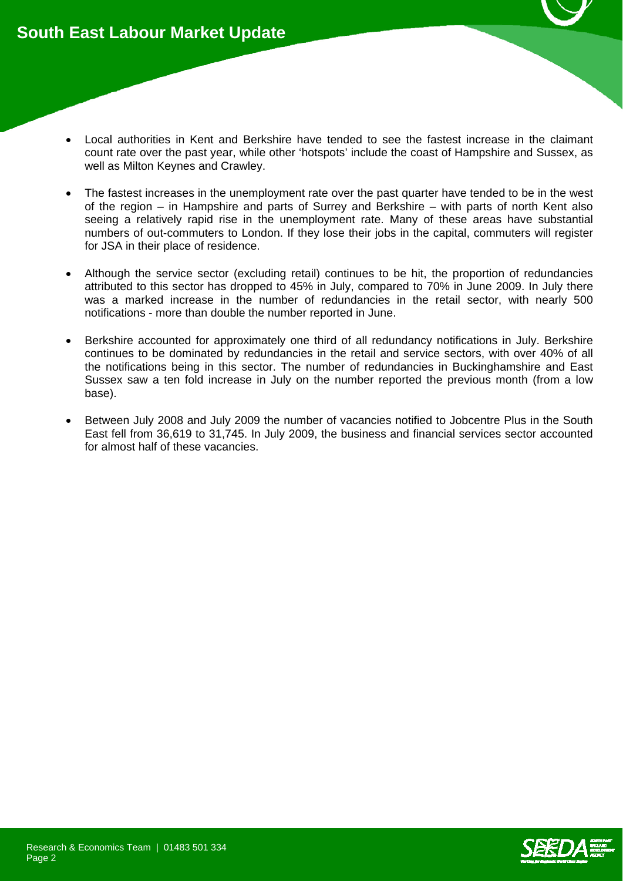- Local authorities in Kent and Berkshire have tended to see the fastest increase in the claimant count rate over the past year, while other 'hotspots' include the coast of Hampshire and Sussex, as well as Milton Keynes and Crawley.

- The fastest increases in the unemployment rate over the past quarter have tended to be in the west of the region – in Hampshire and parts of Surrey and Berkshire – with parts of north Kent also seeing a relatively rapid rise in the unemployment rate. Many of these areas have substantial numbers of out-commuters to London. If they lose their jobs in the capital, commuters will register for JSA in their place of residence.

- Although the service sector (excluding retail) continues to be hit, the proportion of redundancies attributed to this sector has dropped to 45% in July, compared to 70% in June 2009. In July there was a marked increase in the number of redundancies in the retail sector, with nearly 500 notifications - more than double the number reported in June.

- Berkshire accounted for approximately one third of all redundancy notifications in July. Berkshire continues to be dominated by redundancies in the retail and service sectors, with over 40% of all the notifications being in this sector. The number of redundancies in Buckinghamshire and East Sussex saw a ten fold increase in July on the number reported the previous month (from a low base).

- Between July 2008 and July 2009 the number of vacancies notified to Jobcentre Plus in the South East fell from 36,619 to 31,745. In July 2009, the business and financial services sector accounted for almost half of these vacancies.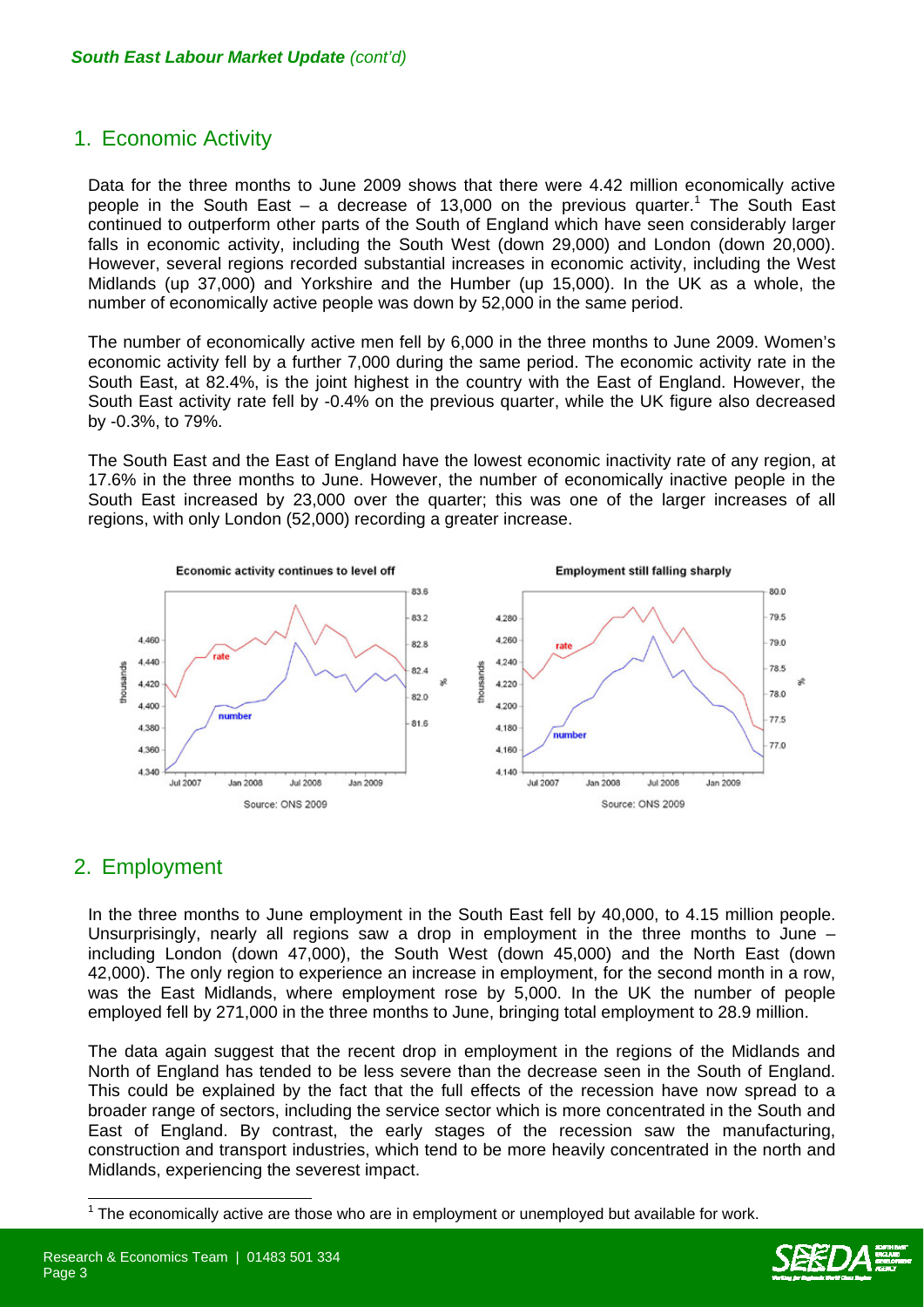## 1. Economic Activity

Data for the three months to June 2009 shows that there were 4.42 million economically active people in the South East – a decrease of 13,000 on the previous quarter.[1] The South East continued to outperform other parts of the South of England which have seen considerably larger falls in economic activity, including the South West (down 29,000) and London (down 20,000). However, several regions recorded substantial increases in economic activity, including the West Midlands (up 37,000) and Yorkshire and the Humber (up 15,000). In the UK as a whole, the number of economically active people was down by 52,000 in the same period.

The number of economically active men fell by 6,000 in the three months to June 2009. Women's economic activity fell by a further 7,000 during the same period. The economic activity rate in the South East, at 82.4%, is the joint highest in the country with the East of England. However, the South East activity rate fell by -0.4% on the previous quarter, while the UK figure also decreased by -0.3%, to 79%.

The South East and the East of England have the lowest economic inactivity rate of any region, at 17.6% in the three months to June. However, the number of economically inactive people in the South East increased by 23,000 over the quarter; this was one of the larger increases of all regions, with only London (52,000) recording a greater increase.

**Economic activity continues to level off**

Source: ONS 2009

**Employment still falling sharply**

Source: ONS 2009

## 2. Employment

In the three months to June employment in the South East fell by 40,000, to 4.15 million people. Unsurprisingly, nearly all regions saw a drop in employment in the three months to June – including London (down 47,000), the South West (down 45,000) and the North East (down 42,000). The only region to experience an increase in employment, for the second month in a row, was the East Midlands, where employment rose by 5,000. In the UK the number of people employed fell by 271,000 in the three months to June, bringing total employment to 28.9 million.

The data again suggest that the recent drop in employment in the regions of the Midlands and North of England has tended to be less severe than the decrease seen in the South of England. This could be explained by the fact that the full effects of the recession have now spread to a broader range of sectors, including the service sector which is more concentrated in the South and East of England. By contrast, the early stages of the recession saw the manufacturing, construction and transport industries, which tend to be more heavily concentrated in the north and Midlands, experiencing the severest impact.

[1] The economically active are those who are in employment or unemployed but available for work.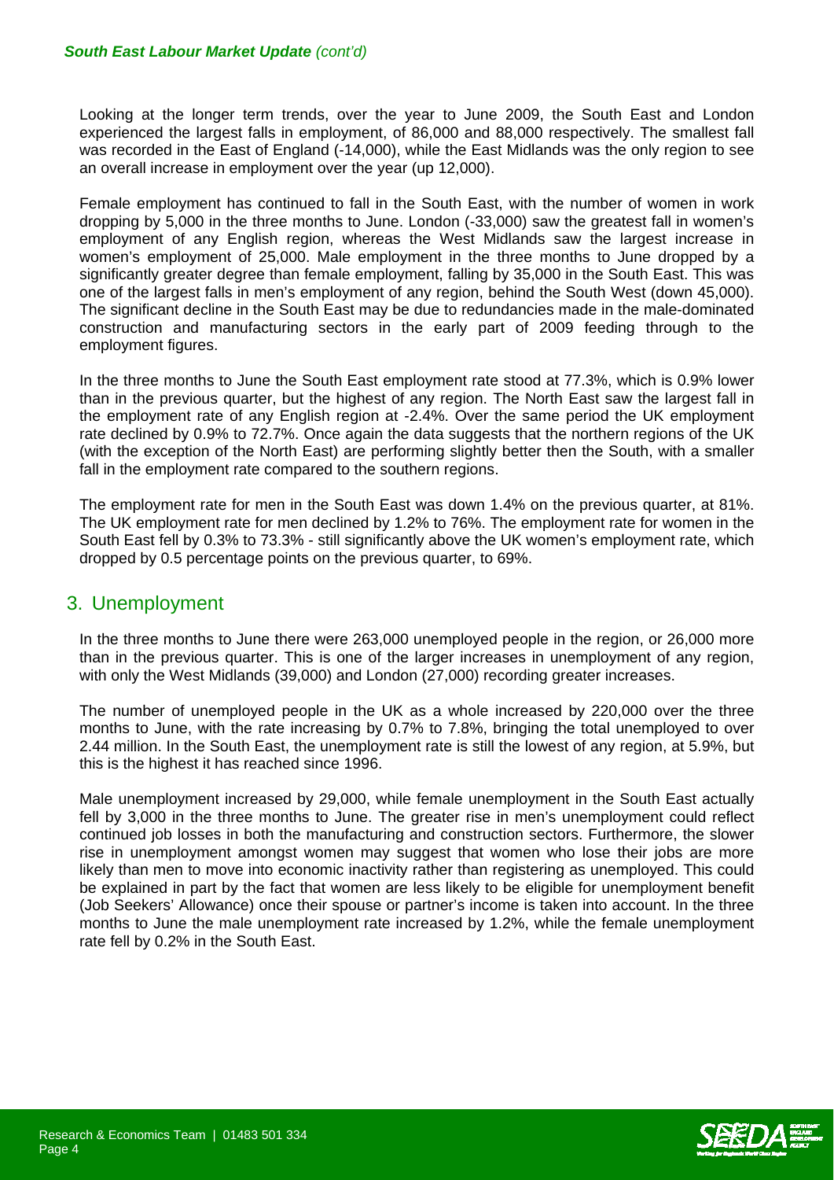Looking at the longer term trends, over the year to June 2009, the South East and London experienced the largest falls in employment, of 86,000 and 88,000 respectively. The smallest fall was recorded in the East of England (-14,000), while the East Midlands was the only region to see an overall increase in employment over the year (up 12,000).

Female employment has continued to fall in the South East, with the number of women in work dropping by 5,000 in the three months to June. London (-33,000) saw the greatest fall in women's employment of any English region, whereas the West Midlands saw the largest increase in women's employment of 25,000. Male employment in the three months to June dropped by a significantly greater degree than female employment, falling by 35,000 in the South East. This was one of the largest falls in men's employment of any region, behind the South West (down 45,000). The significant decline in the South East may be due to redundancies made in the male-dominated construction and manufacturing sectors in the early part of 2009 feeding through to the employment figures.

In the three months to June the South East employment rate stood at 77.3%, which is 0.9% lower than in the previous quarter, but the highest of any region. The North East saw the largest fall in the employment rate of any English region at -2.4%. Over the same period the UK employment rate declined by 0.9% to 72.7%. Once again the data suggests that the northern regions of the UK (with the exception of the North East) are performing slightly better then the South, with a smaller fall in the employment rate compared to the southern regions.

The employment rate for men in the South East was down 1.4% on the previous quarter, at 81%. The UK employment rate for men declined by 1.2% to 76%. The employment rate for women in the South East fell by 0.3% to 73.3% - still significantly above the UK women's employment rate, which dropped by 0.5 percentage points on the previous quarter, to 69%.

## 3. Unemployment

In the three months to June there were 263,000 unemployed people in the region, or 26,000 more than in the previous quarter. This is one of the larger increases in unemployment of any region, with only the West Midlands (39,000) and London (27,000) recording greater increases.

The number of unemployed people in the UK as a whole increased by 220,000 over the three months to June, with the rate increasing by 0.7% to 7.8%, bringing the total unemployed to over 2.44 million. In the South East, the unemployment rate is still the lowest of any region, at 5.9%, but this is the highest it has reached since 1996.

Male unemployment increased by 29,000, while female unemployment in the South East actually fell by 3,000 in the three months to June. The greater rise in men's unemployment could reflect continued job losses in both the manufacturing and construction sectors. Furthermore, the slower rise in unemployment amongst women may suggest that women who lose their jobs are more likely than men to move into economic inactivity rather than registering as unemployed. This could be explained in part by the fact that women are less likely to be eligible for unemployment benefit (Job Seekers' Allowance) once their spouse or partner's income is taken into account. In the three months to June the male unemployment rate increased by 1.2%, while the female unemployment rate fell by 0.2% in the South East.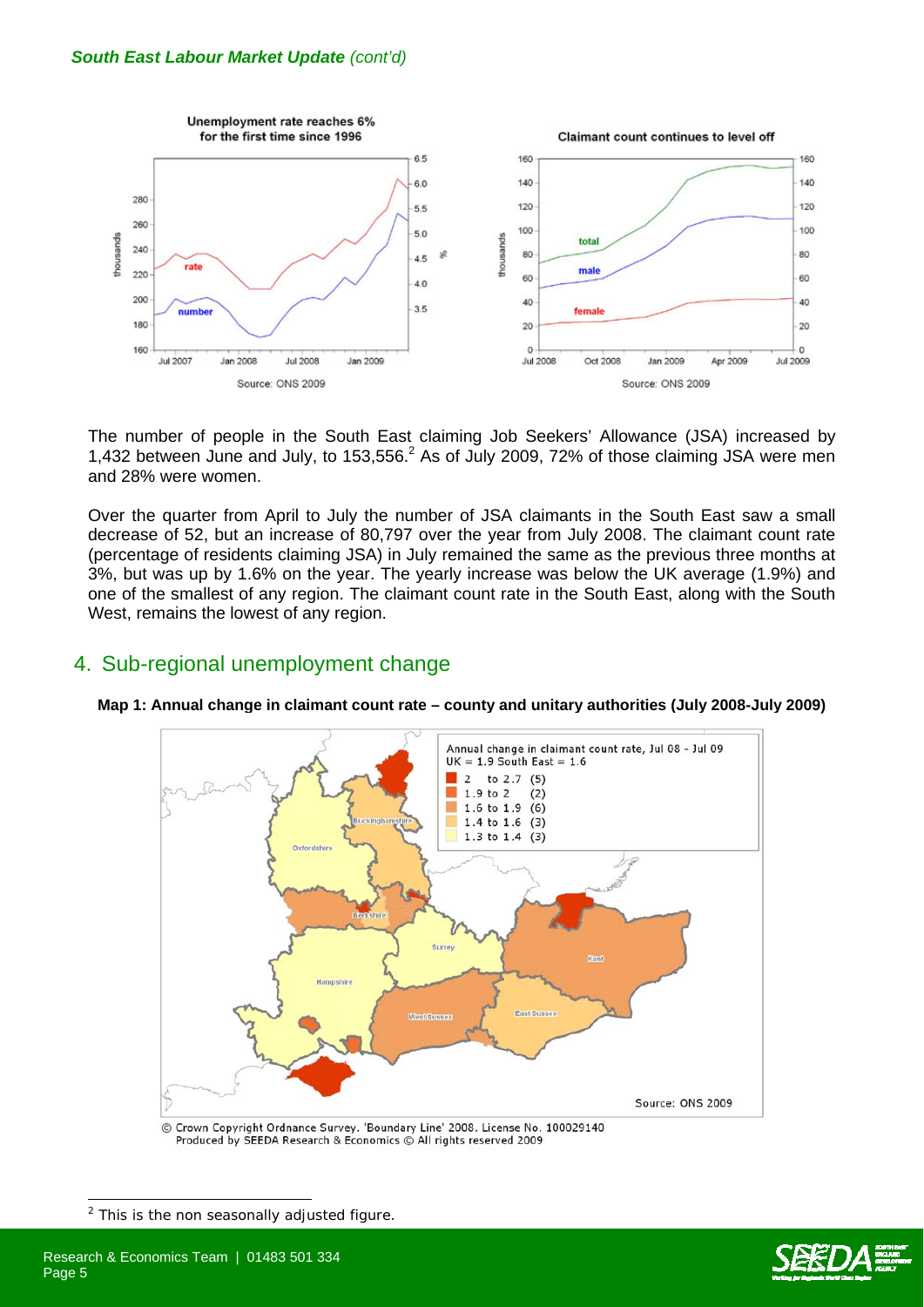*South East Labour Market Update (cont'd)*

**Unemployment rate reaches 6% for the first time since 1996**

Source: ONS 2009

**Claimant count continues to level off**

Source: ONS 2009

The number of people in the South East claiming Job Seekers' Allowance (JSA) increased by 1,432 between June and July, to 153,556.[2] As of July 2009, 72% of those claiming JSA were men and 28% were women.

Over the quarter from April to July the number of JSA claimants in the South East saw a small decrease of 52, but an increase of 80,797 over the year from July 2008. The claimant count rate (percentage of residents claiming JSA) in July remained the same as the previous three months at 3%, but was up by 1.6% on the year. The yearly increase was below the UK average (1.9%) and one of the smallest of any region. The claimant count rate in the South East, along with the South West, remains the lowest of any region.

## 4. Sub-regional unemployment change

**Map 1: Annual change in claimant count rate – county and unitary authorities (July 2008-July 2009)**

Annual change in claimant count rate, Jul 08 - Jul 09
UK = 1.9 South East = 1.6

- 2 to 2.7 (5)
- 1.9 to 2 (2)
- 1.6 to 1.9 (6)
- 1.4 to 1.6 (3)
- 1.3 to 1.4 (3)

Source: ONS 2009

© Crown Copyright Ordnance Survey. 'Boundary Line' 2008. License No. 100029140
Produced by SEEDA Research & Economics © All rights reserved 2009

[2] This is the non seasonally adjusted figure.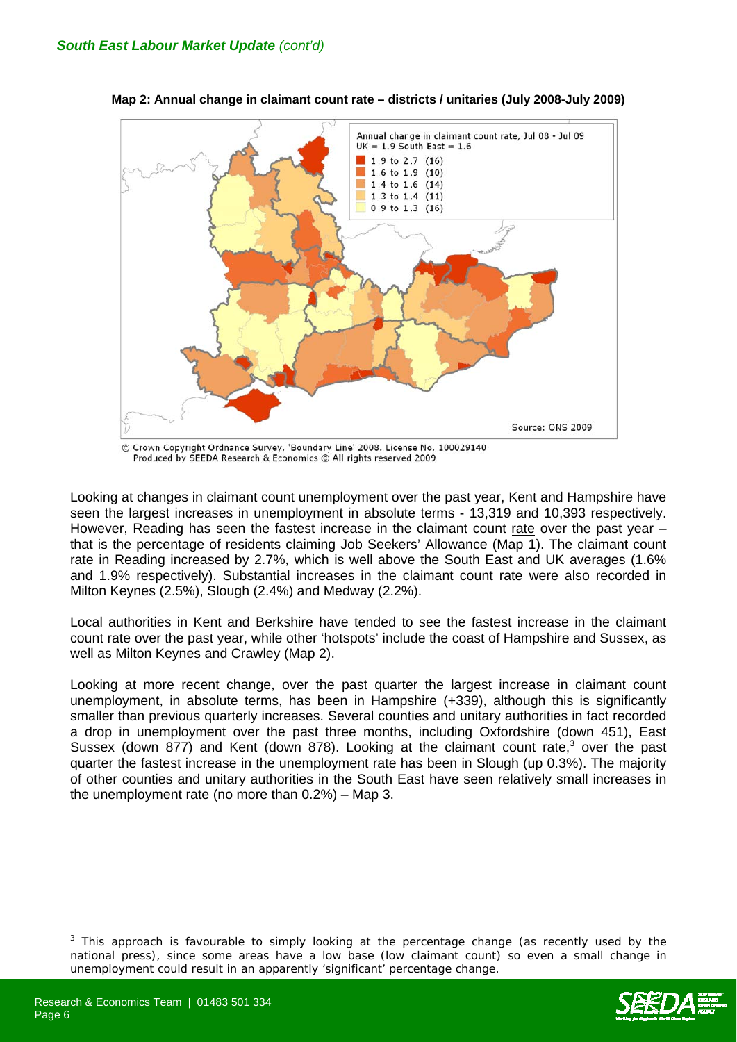**Map 2: Annual change in claimant count rate – districts / unitaries (July 2008-July 2009)**

© Crown Copyright Ordnance Survey. 'Boundary Line' 2008. License No. 100029140
Produced by SEEDA Research & Economics © All rights reserved 2009

Looking at changes in claimant count unemployment over the past year, Kent and Hampshire have seen the largest increases in unemployment in absolute terms - 13,319 and 10,393 respectively. However, Reading has seen the fastest increase in the claimant count rate over the past year – that is the percentage of residents claiming Job Seekers' Allowance (Map 1). The claimant count rate in Reading increased by 2.7%, which is well above the South East and UK averages (1.6% and 1.9% respectively). Substantial increases in the claimant count rate were also recorded in Milton Keynes (2.5%), Slough (2.4%) and Medway (2.2%).

Local authorities in Kent and Berkshire have tended to see the fastest increase in the claimant count rate over the past year, while other 'hotspots' include the coast of Hampshire and Sussex, as well as Milton Keynes and Crawley (Map 2).

Looking at more recent change, over the past quarter the largest increase in claimant count unemployment, in absolute terms, has been in Hampshire (+339), although this is significantly smaller than previous quarterly increases. Several counties and unitary authorities in fact recorded a drop in unemployment over the past three months, including Oxfordshire (down 451), East Sussex (down 877) and Kent (down 878). Looking at the claimant count rate,[3] over the past quarter the fastest increase in the unemployment rate has been in Slough (up 0.3%). The majority of other counties and unitary authorities in the South East have seen relatively small increases in the unemployment rate (no more than 0.2%) – Map 3.

[3] This approach is favourable to simply looking at the percentage change (as recently used by the national press), since some areas have a low base (low claimant count) so even a small change in unemployment could result in an apparently 'significant' percentage change.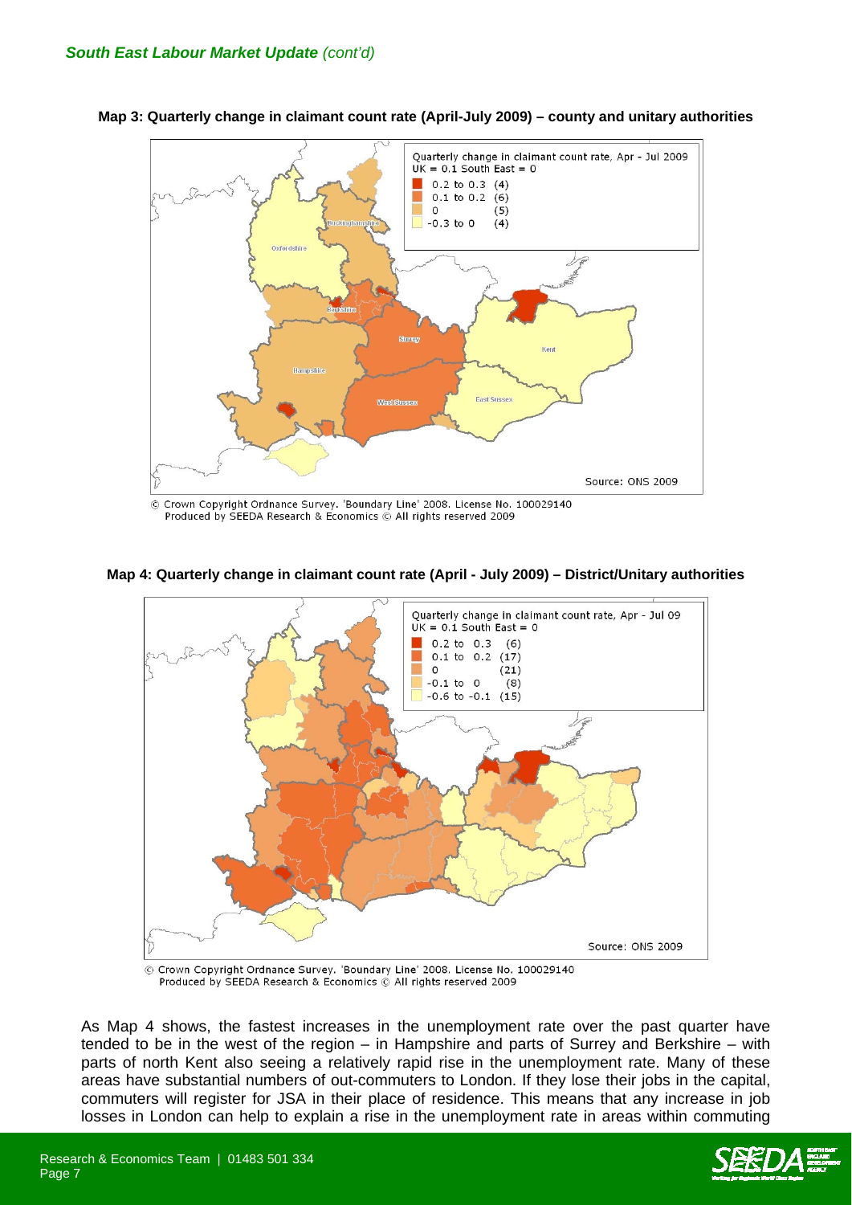*South East Labour Market Update (cont'd)*

**Map 3: Quarterly change in claimant count rate (April-July 2009) – county and unitary authorities**

Quarterly change in claimant count rate, Apr - Jul 2009
UK = 0.1 South East = 0

- 0.2 to 0.3 (4)
- 0.1 to 0.2 (6)
- 0 (5)
- -0.3 to 0 (4)

Source: ONS 2009

© Crown Copyright Ordnance Survey. 'Boundary Line' 2008. License No. 100029140
Produced by SEEDA Research & Economics © All rights reserved 2009

**Map 4: Quarterly change in claimant count rate (April - July 2009) – District/Unitary authorities**

Quarterly change in claimant count rate, Apr - Jul 09
UK = 0.1 South East = 0

- 0.2 to 0.3 (6)
- 0.1 to 0.2 (17)
- 0 (21)
- -0.1 to 0 (8)
- -0.6 to -0.1 (15)

Source: ONS 2009

© Crown Copyright Ordnance Survey. 'Boundary Line' 2008. License No. 100029140
Produced by SEEDA Research & Economics © All rights reserved 2009

As Map 4 shows, the fastest increases in the unemployment rate over the past quarter have tended to be in the west of the region – in Hampshire and parts of Surrey and Berkshire – with parts of north Kent also seeing a relatively rapid rise in the unemployment rate. Many of these areas have substantial numbers of out-commuters to London. If they lose their jobs in the capital, commuters will register for JSA in their place of residence. This means that any increase in job losses in London can help to explain a rise in the unemployment rate in areas within commuting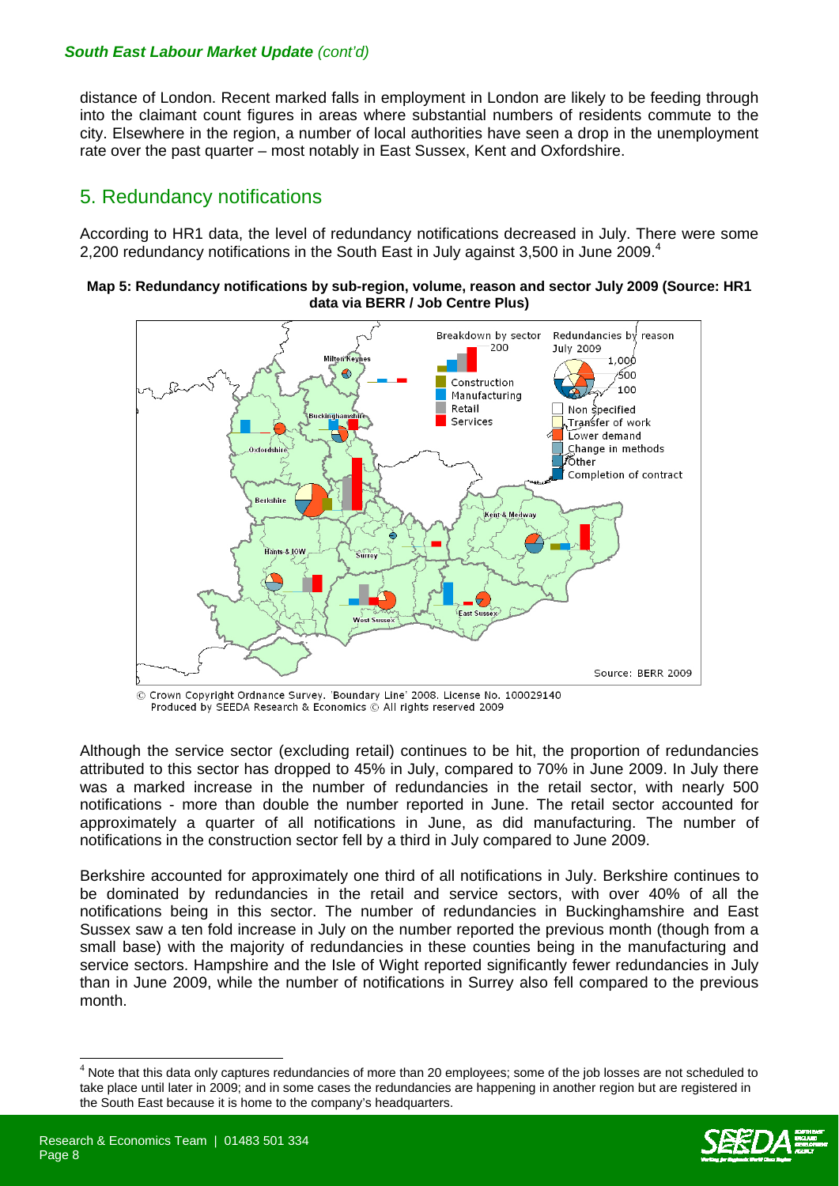distance of London. Recent marked falls in employment in London are likely to be feeding through into the claimant count figures in areas where substantial numbers of residents commute to the city. Elsewhere in the region, a number of local authorities have seen a drop in the unemployment rate over the past quarter – most notably in East Sussex, Kent and Oxfordshire.

## 5. Redundancy notifications

According to HR1 data, the level of redundancy notifications decreased in July. There were some 2,200 redundancy notifications in the South East in July against 3,500 in June 2009.[4]

**Map 5: Redundancy notifications by sub-region, volume, reason and sector July 2009 (Source: HR1 data via BERR / Job Centre Plus)**

© Crown Copyright Ordnance Survey. 'Boundary Line' 2008. License No. 100029140
Produced by SEEDA Research & Economics © All rights reserved 2009

Although the service sector (excluding retail) continues to be hit, the proportion of redundancies attributed to this sector has dropped to 45% in July, compared to 70% in June 2009. In July there was a marked increase in the number of redundancies in the retail sector, with nearly 500 notifications - more than double the number reported in June. The retail sector accounted for approximately a quarter of all notifications in June, as did manufacturing. The number of notifications in the construction sector fell by a third in July compared to June 2009.

Berkshire accounted for approximately one third of all notifications in July. Berkshire continues to be dominated by redundancies in the retail and service sectors, with over 40% of all the notifications being in this sector. The number of redundancies in Buckinghamshire and East Sussex saw a ten fold increase in July on the number reported the previous month (though from a small base) with the majority of redundancies in these counties being in the manufacturing and service sectors. Hampshire and the Isle of Wight reported significantly fewer redundancies in July than in June 2009, while the number of notifications in Surrey also fell compared to the previous month.

[4] Note that this data only captures redundancies of more than 20 employees; some of the job losses are not scheduled to take place until later in 2009; and in some cases the redundancies are happening in another region but are registered in the South East because it is home to the company's headquarters.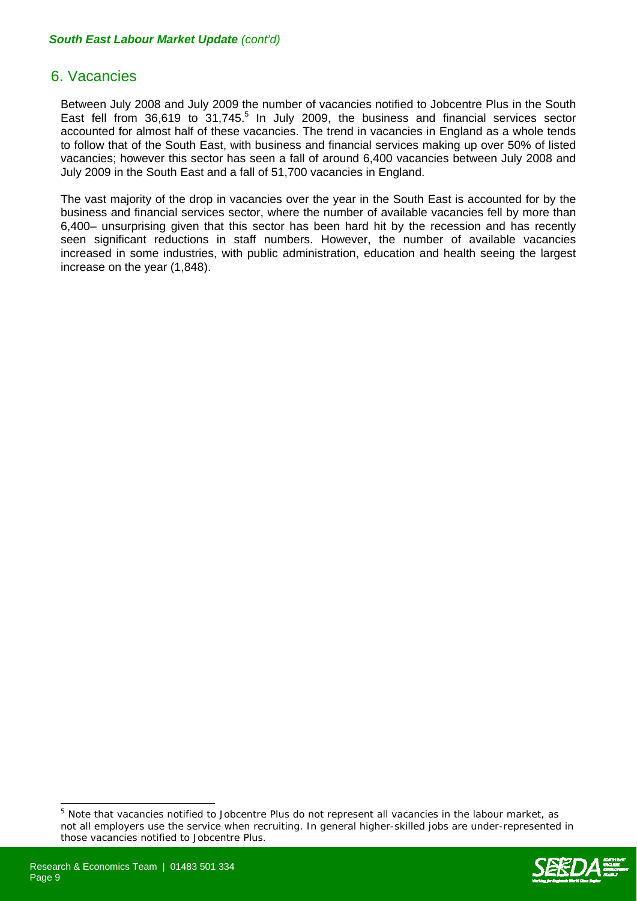## 6. Vacancies

Between July 2008 and July 2009 the number of vacancies notified to Jobcentre Plus in the South East fell from 36,619 to 31,745.[5] In July 2009, the business and financial services sector accounted for almost half of these vacancies. The trend in vacancies in England as a whole tends to follow that of the South East, with business and financial services making up over 50% of listed vacancies; however this sector has seen a fall of around 6,400 vacancies between July 2008 and July 2009 in the South East and a fall of 51,700 vacancies in England.

The vast majority of the drop in vacancies over the year in the South East is accounted for by the business and financial services sector, where the number of available vacancies fell by more than 6,400– unsurprising given that this sector has been hard hit by the recession and has recently seen significant reductions in staff numbers. However, the number of available vacancies increased in some industries, with public administration, education and health seeing the largest increase on the year (1,848).

[5] Note that vacancies notified to Jobcentre Plus do not represent all vacancies in the labour market, as not all employers use the service when recruiting. In general higher-skilled jobs are under-represented in those vacancies notified to Jobcentre Plus.